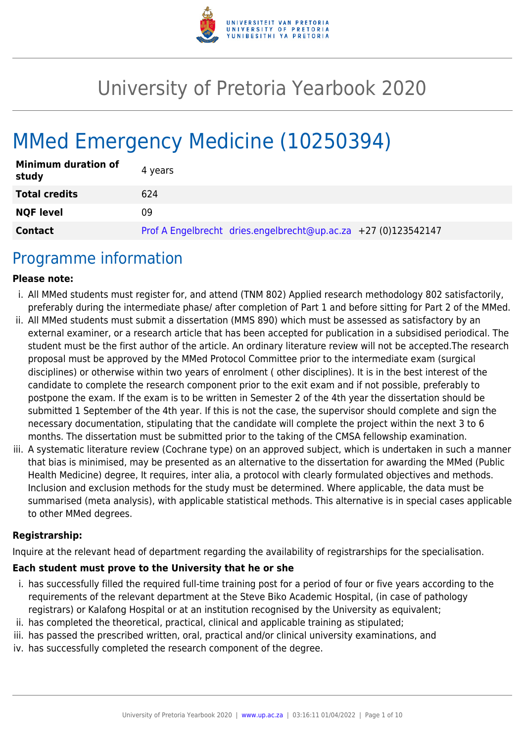# University of Pretoria Yearbook 2020

# MMed Emergency Medicine (10250394)

| | |
|---|---|
| **Minimum duration of study** | 4 years |
| **Total credits** | 624 |
| **NQF level** | 09 |
| **Contact** | Prof A Engelbrecht dries.engelbrecht@up.ac.za +27 (0)123542147 |

## Programme information

**Please note:**

i. All MMed students must register for, and attend (TNM 802) Applied research methodology 802 satisfactorily, preferably during the intermediate phase/ after completion of Part 1 and before sitting for Part 2 of the MMed.

ii. All MMed students must submit a dissertation (MMS 890) which must be assessed as satisfactory by an external examiner, or a research article that has been accepted for publication in a subsidised periodical. The student must be the first author of the article. An ordinary literature review will not be accepted.The research proposal must be approved by the MMed Protocol Committee prior to the intermediate exam (surgical disciplines) or otherwise within two years of enrolment ( other disciplines). It is in the best interest of the candidate to complete the research component prior to the exit exam and if not possible, preferably to postpone the exam. If the exam is to be written in Semester 2 of the 4th year the dissertation should be submitted 1 September of the 4th year. If this is not the case, the supervisor should complete and sign the necessary documentation, stipulating that the candidate will complete the project within the next 3 to 6 months. The dissertation must be submitted prior to the taking of the CMSA fellowship examination.

iii. A systematic literature review (Cochrane type) on an approved subject, which is undertaken in such a manner that bias is minimised, may be presented as an alternative to the dissertation for awarding the MMed (Public Health Medicine) degree, It requires, inter alia, a protocol with clearly formulated objectives and methods. Inclusion and exclusion methods for the study must be determined. Where applicable, the data must be summarised (meta analysis), with applicable statistical methods. This alternative is in special cases applicable to other MMed degrees.

**Registrarship:**

Inquire at the relevant head of department regarding the availability of registrarships for the specialisation.

**Each student must prove to the University that he or she**

i. has successfully filled the required full-time training post for a period of four or five years according to the requirements of the relevant department at the Steve Biko Academic Hospital, (in case of pathology registrars) or Kalafong Hospital or at an institution recognised by the University as equivalent;

ii. has completed the theoretical, practical, clinical and applicable training as stipulated;

iii. has passed the prescribed written, oral, practical and/or clinical university examinations, and

iv. has successfully completed the research component of the degree.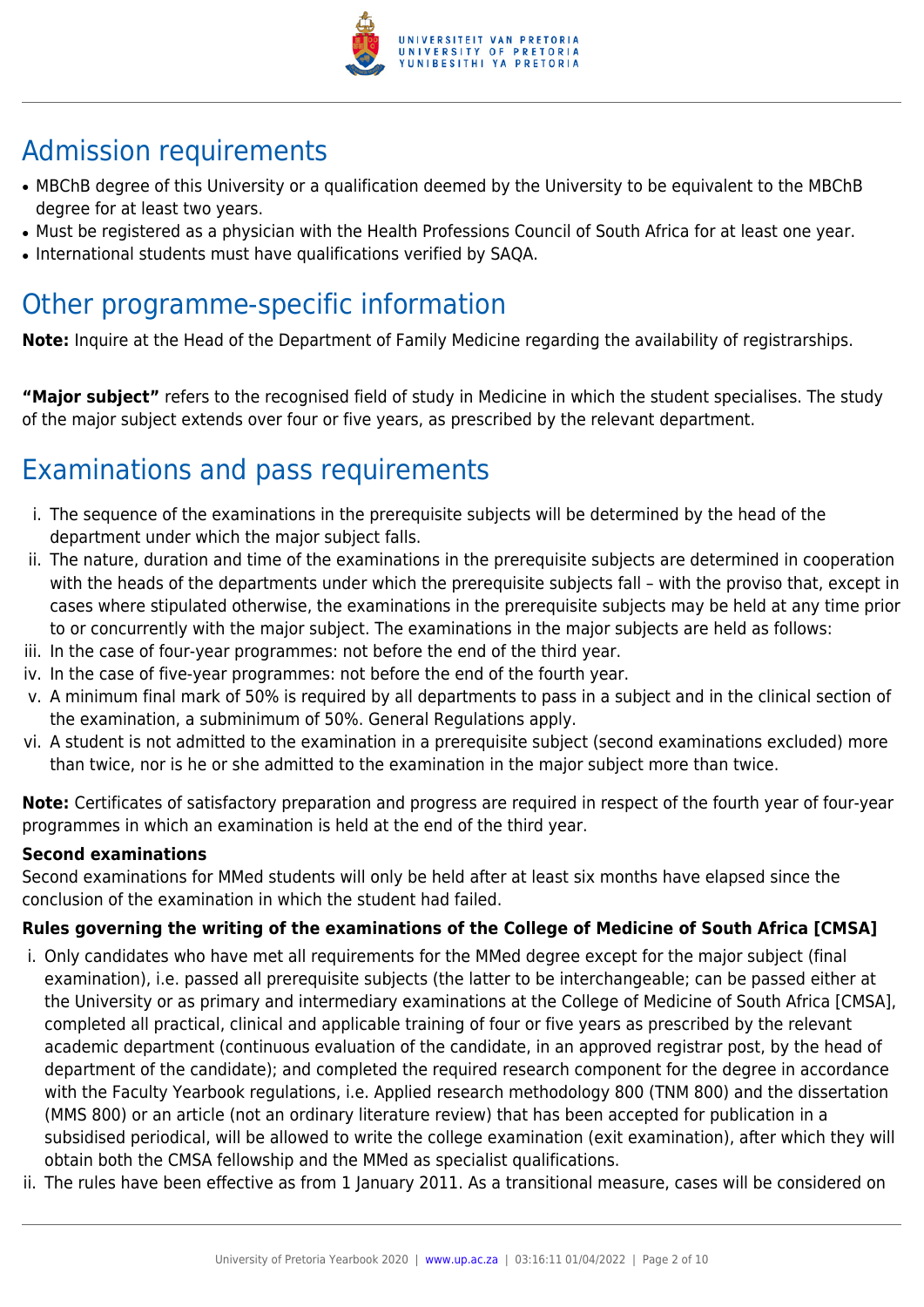## Admission requirements

- MBChB degree of this University or a qualification deemed by the University to be equivalent to the MBChB degree for at least two years.
- Must be registered as a physician with the Health Professions Council of South Africa for at least one year.
- International students must have qualifications verified by SAQA.

## Other programme-specific information

**Note:** Inquire at the Head of the Department of Family Medicine regarding the availability of registrarships.

**"Major subject"** refers to the recognised field of study in Medicine in which the student specialises. The study of the major subject extends over four or five years, as prescribed by the relevant department.

## Examinations and pass requirements

i. The sequence of the examinations in the prerequisite subjects will be determined by the head of the department under which the major subject falls.
ii. The nature, duration and time of the examinations in the prerequisite subjects are determined in cooperation with the heads of the departments under which the prerequisite subjects fall – with the proviso that, except in cases where stipulated otherwise, the examinations in the prerequisite subjects may be held at any time prior to or concurrently with the major subject. The examinations in the major subjects are held as follows:
iii. In the case of four-year programmes: not before the end of the third year.
iv. In the case of five-year programmes: not before the end of the fourth year.
v. A minimum final mark of 50% is required by all departments to pass in a subject and in the clinical section of the examination, a subminimum of 50%. General Regulations apply.
vi. A student is not admitted to the examination in a prerequisite subject (second examinations excluded) more than twice, nor is he or she admitted to the examination in the major subject more than twice.

**Note:** Certificates of satisfactory preparation and progress are required in respect of the fourth year of four-year programmes in which an examination is held at the end of the third year.

**Second examinations**

Second examinations for MMed students will only be held after at least six months have elapsed since the conclusion of the examination in which the student had failed.

**Rules governing the writing of the examinations of the College of Medicine of South Africa [CMSA]**

i. Only candidates who have met all requirements for the MMed degree except for the major subject (final examination), i.e. passed all prerequisite subjects (the latter to be interchangeable; can be passed either at the University or as primary and intermediary examinations at the College of Medicine of South Africa [CMSA], completed all practical, clinical and applicable training of four or five years as prescribed by the relevant academic department (continuous evaluation of the candidate, in an approved registrar post, by the head of department of the candidate); and completed the required research component for the degree in accordance with the Faculty Yearbook regulations, i.e. Applied research methodology 800 (TNM 800) and the dissertation (MMS 800) or an article (not an ordinary literature review) that has been accepted for publication in a subsidised periodical, will be allowed to write the college examination (exit examination), after which they will obtain both the CMSA fellowship and the MMed as specialist qualifications.
ii. The rules have been effective as from 1 January 2011. As a transitional measure, cases will be considered on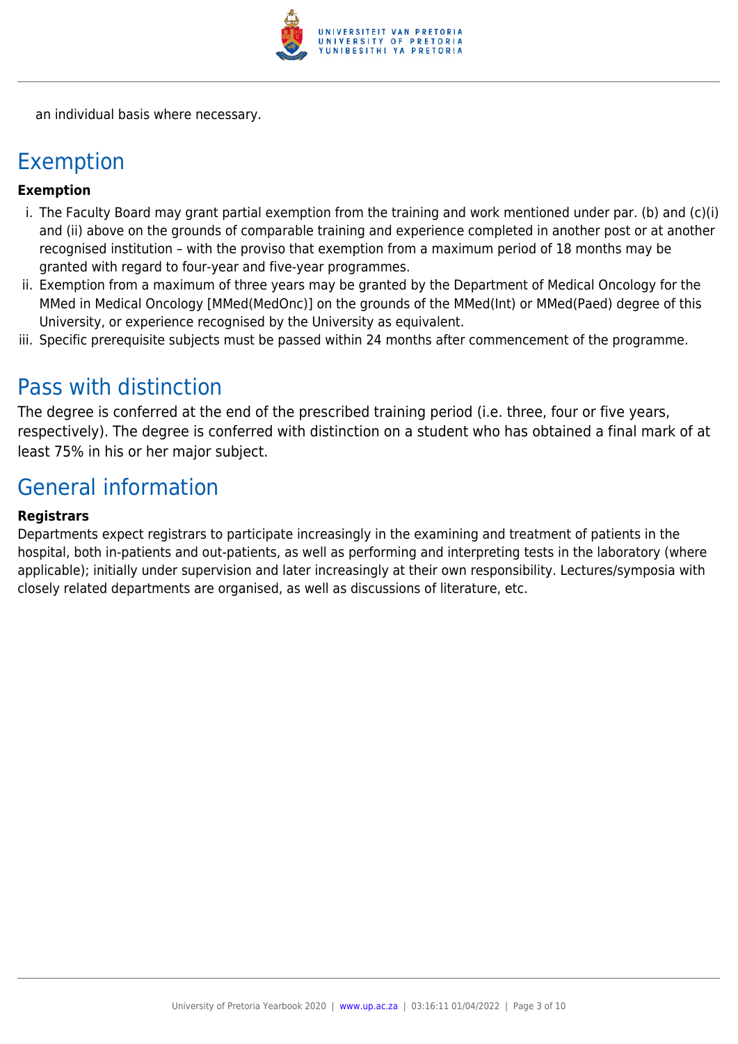an individual basis where necessary.

## Exemption

**Exemption**

i. The Faculty Board may grant partial exemption from the training and work mentioned under par. (b) and (c)(i) and (ii) above on the grounds of comparable training and experience completed in another post or at another recognised institution – with the proviso that exemption from a maximum period of 18 months may be granted with regard to four-year and five-year programmes.
ii. Exemption from a maximum of three years may be granted by the Department of Medical Oncology for the MMed in Medical Oncology [MMed(MedOnc)] on the grounds of the MMed(Int) or MMed(Paed) degree of this University, or experience recognised by the University as equivalent.
iii. Specific prerequisite subjects must be passed within 24 months after commencement of the programme.

## Pass with distinction

The degree is conferred at the end of the prescribed training period (i.e. three, four or five years, respectively). The degree is conferred with distinction on a student who has obtained a final mark of at least 75% in his or her major subject.

## General information

**Registrars**

Departments expect registrars to participate increasingly in the examining and treatment of patients in the hospital, both in-patients and out-patients, as well as performing and interpreting tests in the laboratory (where applicable); initially under supervision and later increasingly at their own responsibility. Lectures/symposia with closely related departments are organised, as well as discussions of literature, etc.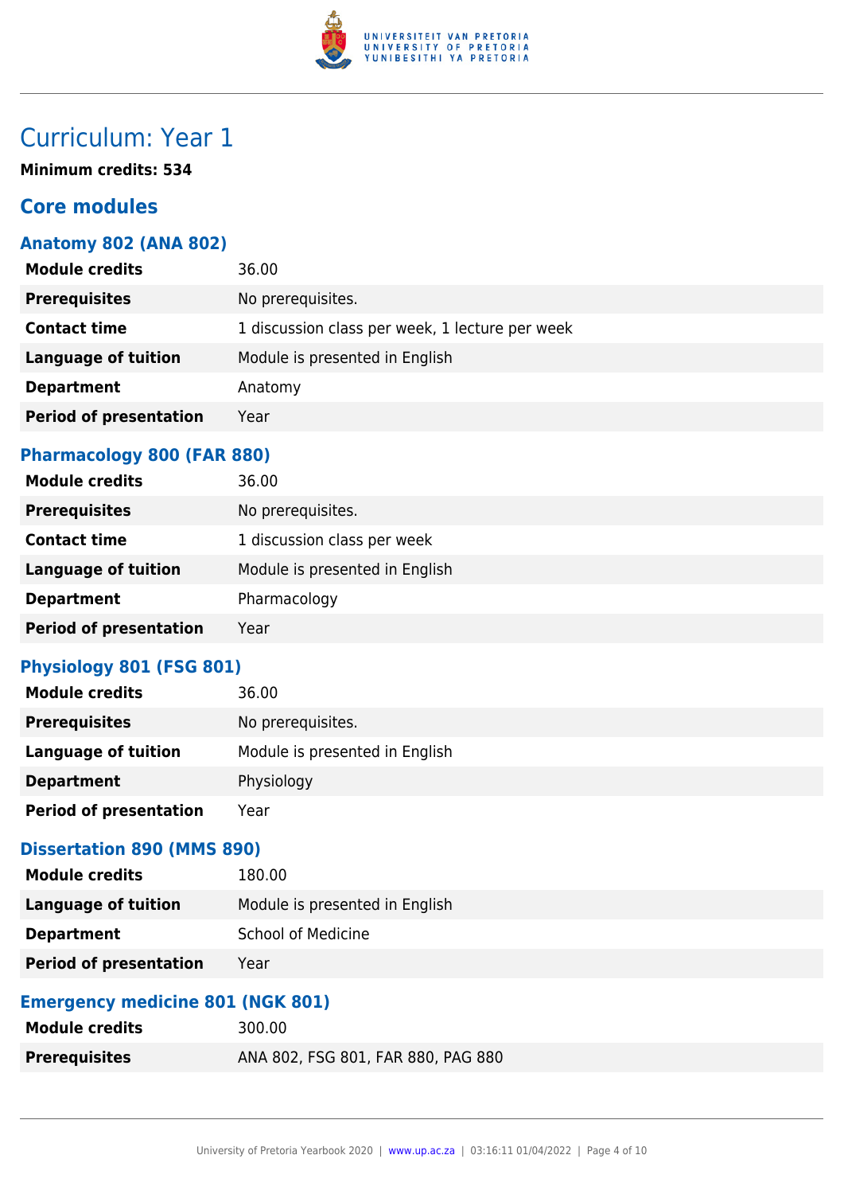# Curriculum: Year 1

**Minimum credits: 534**

## Core modules

### Anatomy 802 (ANA 802)

| | |
|---|---|
| **Module credits** | 36.00 |
| **Prerequisites** | No prerequisites. |
| **Contact time** | 1 discussion class per week, 1 lecture per week |
| **Language of tuition** | Module is presented in English |
| **Department** | Anatomy |
| **Period of presentation** | Year |

### Pharmacology 800 (FAR 880)

| | |
|---|---|
| **Module credits** | 36.00 |
| **Prerequisites** | No prerequisites. |
| **Contact time** | 1 discussion class per week |
| **Language of tuition** | Module is presented in English |
| **Department** | Pharmacology |
| **Period of presentation** | Year |

### Physiology 801 (FSG 801)

| | |
|---|---|
| **Module credits** | 36.00 |
| **Prerequisites** | No prerequisites. |
| **Language of tuition** | Module is presented in English |
| **Department** | Physiology |
| **Period of presentation** | Year |

### Dissertation 890 (MMS 890)

| | |
|---|---|
| **Module credits** | 180.00 |
| **Language of tuition** | Module is presented in English |
| **Department** | School of Medicine |
| **Period of presentation** | Year |

### Emergency medicine 801 (NGK 801)

| | |
|---|---|
| **Module credits** | 300.00 |
| **Prerequisites** | ANA 802, FSG 801, FAR 880, PAG 880 |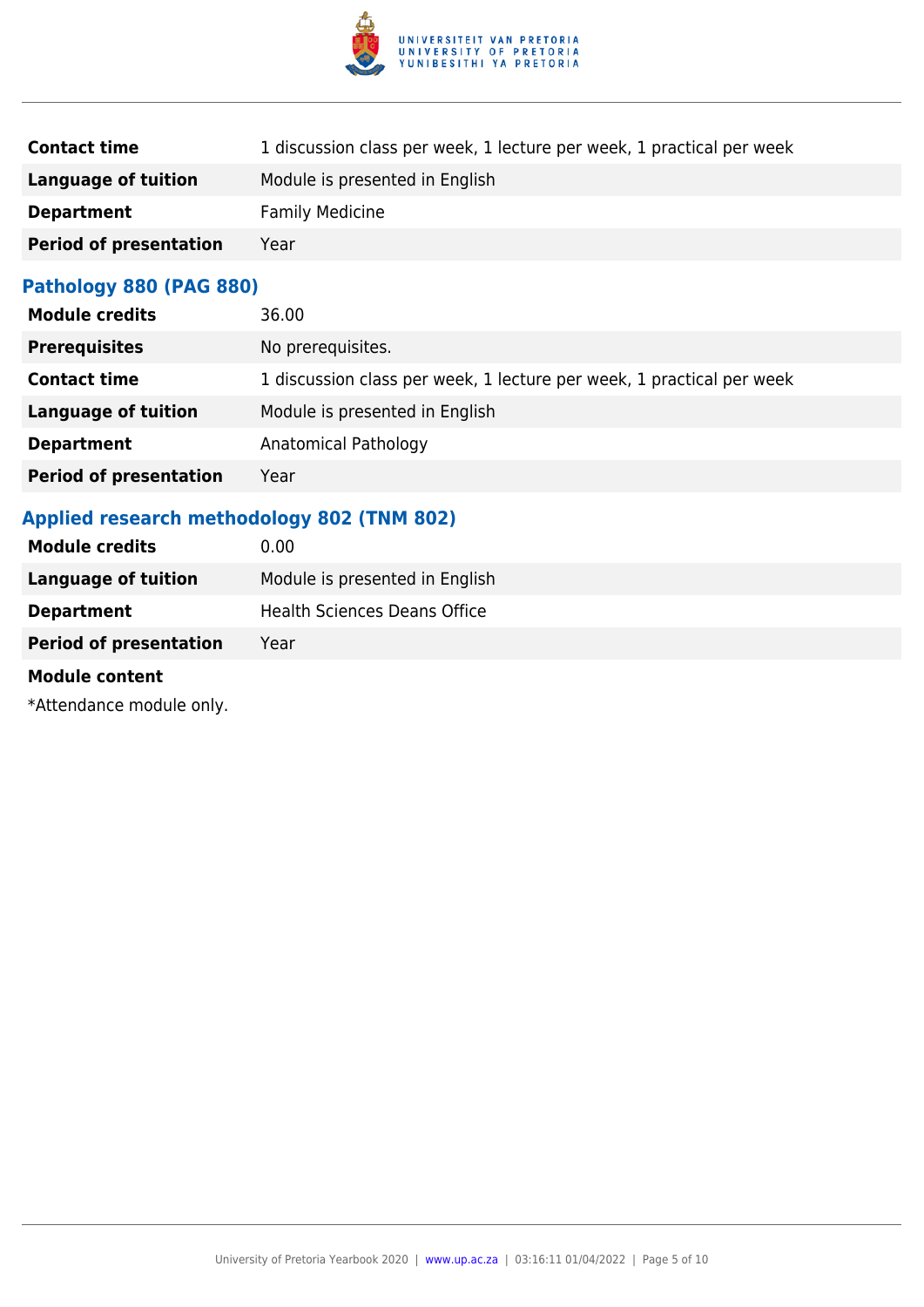| | |
|---|---|
| **Contact time** | 1 discussion class per week, 1 lecture per week, 1 practical per week |
| **Language of tuition** | Module is presented in English |
| **Department** | Family Medicine |
| **Period of presentation** | Year |

### Pathology 880 (PAG 880)

| | |
|---|---|
| **Module credits** | 36.00 |
| **Prerequisites** | No prerequisites. |
| **Contact time** | 1 discussion class per week, 1 lecture per week, 1 practical per week |
| **Language of tuition** | Module is presented in English |
| **Department** | Anatomical Pathology |
| **Period of presentation** | Year |

### Applied research methodology 802 (TNM 802)

| | |
|---|---|
| **Module credits** | 0.00 |
| **Language of tuition** | Module is presented in English |
| **Department** | Health Sciences Deans Office |
| **Period of presentation** | Year |

**Module content**

*Attendance module only.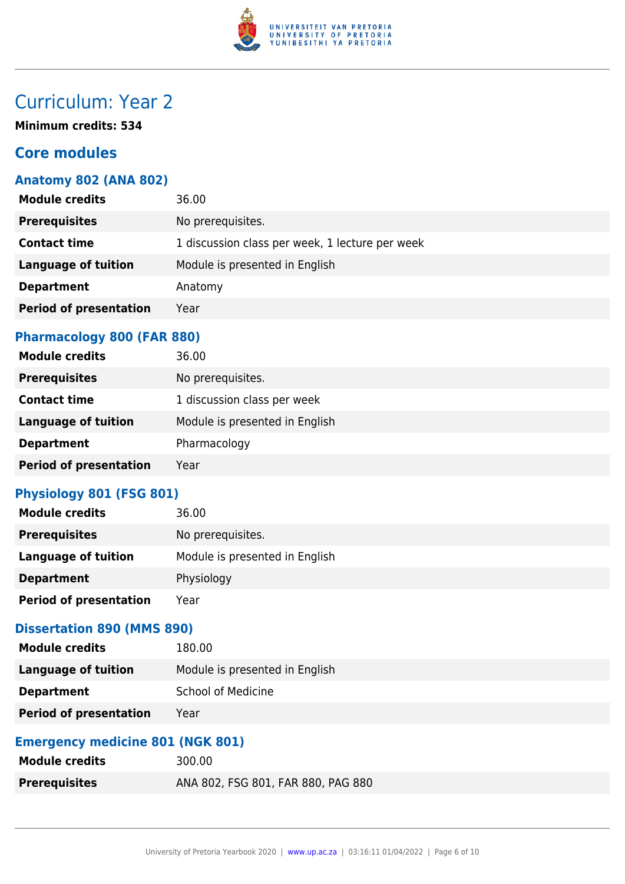# Curriculum: Year 2

**Minimum credits: 534**

## Core modules

### Anatomy 802 (ANA 802)

| | |
|---|---|
| **Module credits** | 36.00 |
| **Prerequisites** | No prerequisites. |
| **Contact time** | 1 discussion class per week, 1 lecture per week |
| **Language of tuition** | Module is presented in English |
| **Department** | Anatomy |
| **Period of presentation** | Year |

### Pharmacology 800 (FAR 880)

| | |
|---|---|
| **Module credits** | 36.00 |
| **Prerequisites** | No prerequisites. |
| **Contact time** | 1 discussion class per week |
| **Language of tuition** | Module is presented in English |
| **Department** | Pharmacology |
| **Period of presentation** | Year |

### Physiology 801 (FSG 801)

| | |
|---|---|
| **Module credits** | 36.00 |
| **Prerequisites** | No prerequisites. |
| **Language of tuition** | Module is presented in English |
| **Department** | Physiology |
| **Period of presentation** | Year |

### Dissertation 890 (MMS 890)

| | |
|---|---|
| **Module credits** | 180.00 |
| **Language of tuition** | Module is presented in English |
| **Department** | School of Medicine |
| **Period of presentation** | Year |

### Emergency medicine 801 (NGK 801)

| | |
|---|---|
| **Module credits** | 300.00 |
| **Prerequisites** | ANA 802, FSG 801, FAR 880, PAG 880 |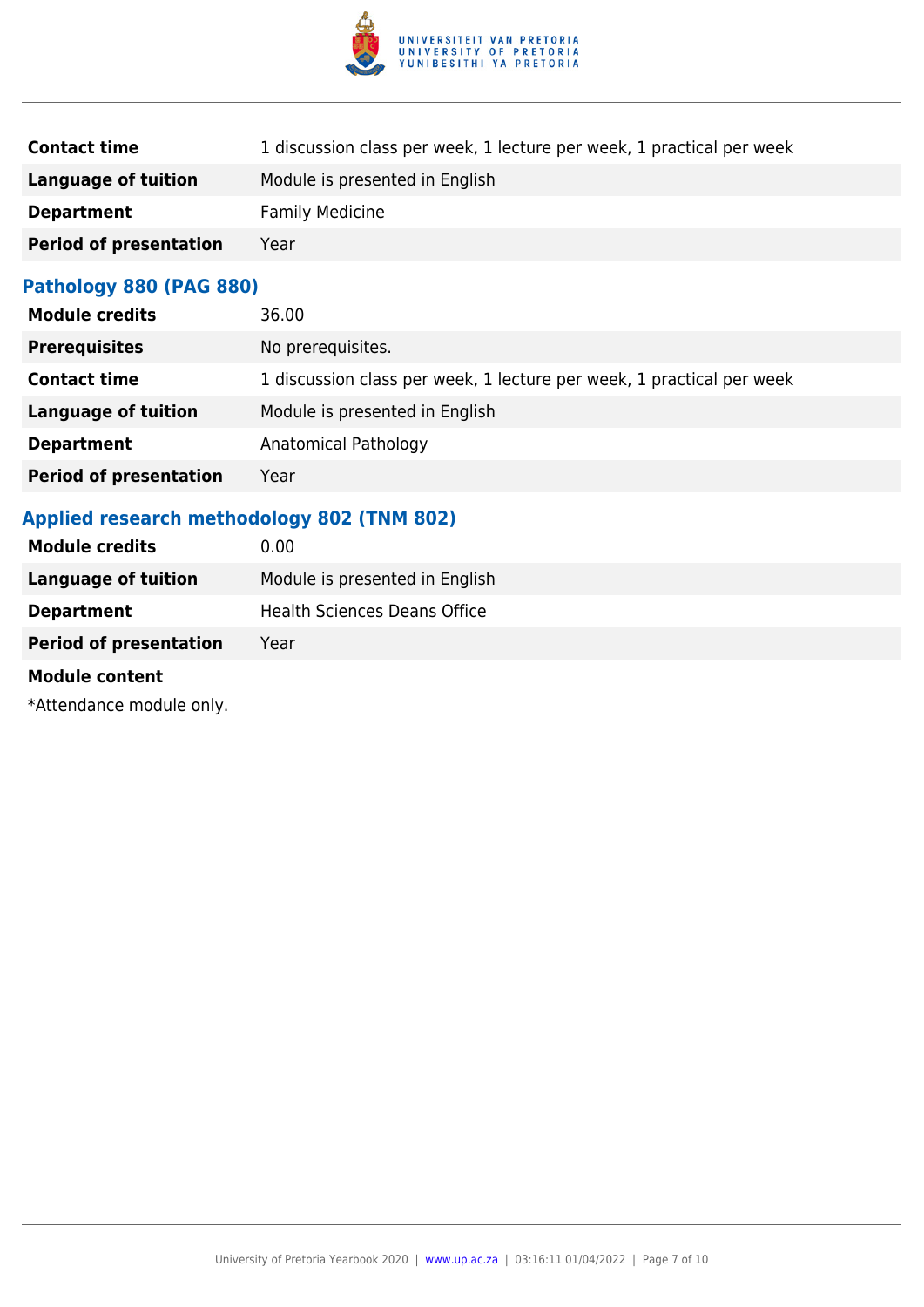| | |
|---|---|
| **Contact time** | 1 discussion class per week, 1 lecture per week, 1 practical per week |
| **Language of tuition** | Module is presented in English |
| **Department** | Family Medicine |
| **Period of presentation** | Year |

### Pathology 880 (PAG 880)

| | |
|---|---|
| **Module credits** | 36.00 |
| **Prerequisites** | No prerequisites. |
| **Contact time** | 1 discussion class per week, 1 lecture per week, 1 practical per week |
| **Language of tuition** | Module is presented in English |
| **Department** | Anatomical Pathology |
| **Period of presentation** | Year |

### Applied research methodology 802 (TNM 802)

| | |
|---|---|
| **Module credits** | 0.00 |
| **Language of tuition** | Module is presented in English |
| **Department** | Health Sciences Deans Office |
| **Period of presentation** | Year |

**Module content**

*Attendance module only.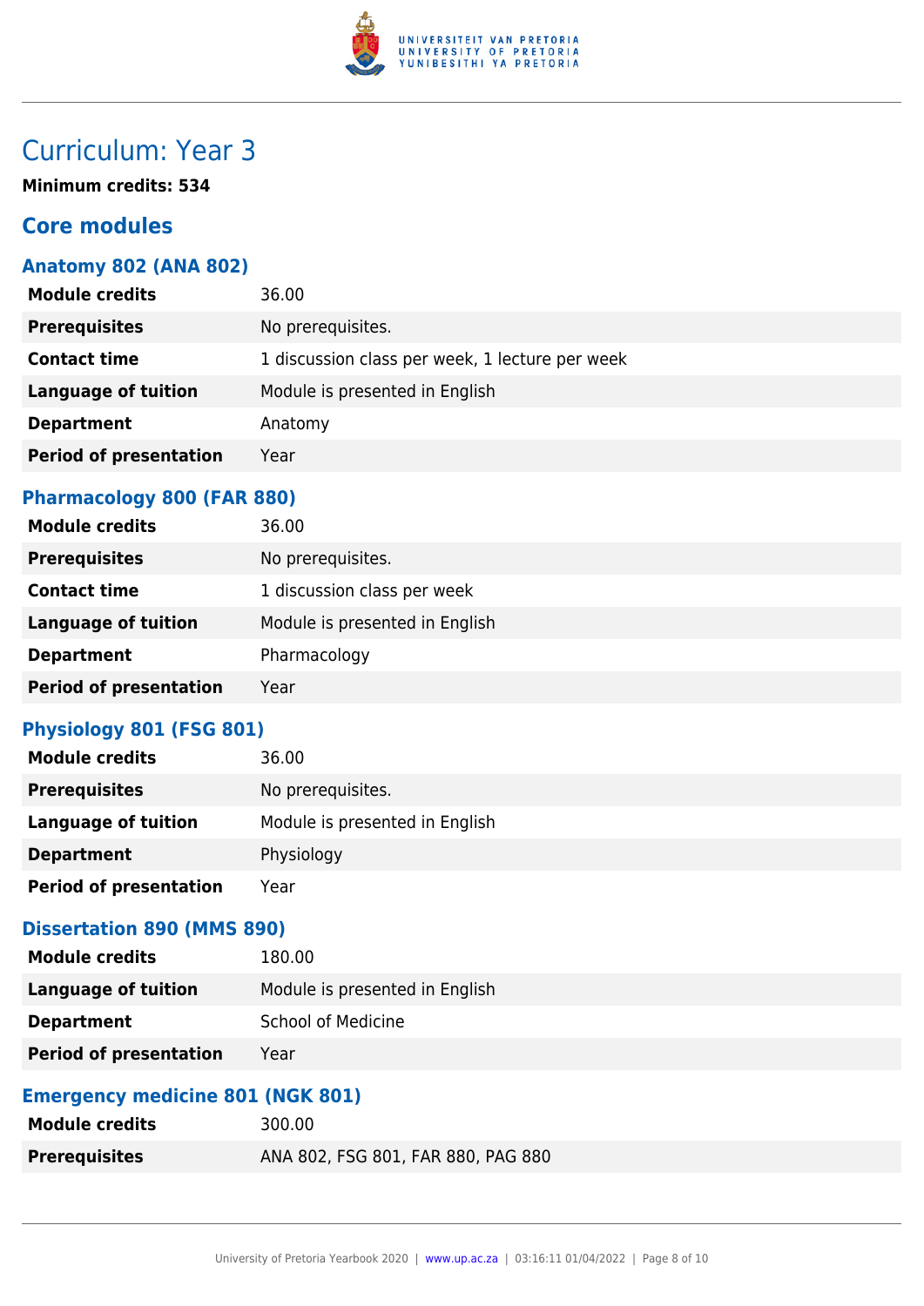# Curriculum: Year 3

**Minimum credits: 534**

## Core modules

### Anatomy 802 (ANA 802)

| | |
|---|---|
| **Module credits** | 36.00 |
| **Prerequisites** | No prerequisites. |
| **Contact time** | 1 discussion class per week, 1 lecture per week |
| **Language of tuition** | Module is presented in English |
| **Department** | Anatomy |
| **Period of presentation** | Year |

### Pharmacology 800 (FAR 880)

| | |
|---|---|
| **Module credits** | 36.00 |
| **Prerequisites** | No prerequisites. |
| **Contact time** | 1 discussion class per week |
| **Language of tuition** | Module is presented in English |
| **Department** | Pharmacology |
| **Period of presentation** | Year |

### Physiology 801 (FSG 801)

| | |
|---|---|
| **Module credits** | 36.00 |
| **Prerequisites** | No prerequisites. |
| **Language of tuition** | Module is presented in English |
| **Department** | Physiology |
| **Period of presentation** | Year |

### Dissertation 890 (MMS 890)

| | |
|---|---|
| **Module credits** | 180.00 |
| **Language of tuition** | Module is presented in English |
| **Department** | School of Medicine |
| **Period of presentation** | Year |

### Emergency medicine 801 (NGK 801)

| | |
|---|---|
| **Module credits** | 300.00 |
| **Prerequisites** | ANA 802, FSG 801, FAR 880, PAG 880 |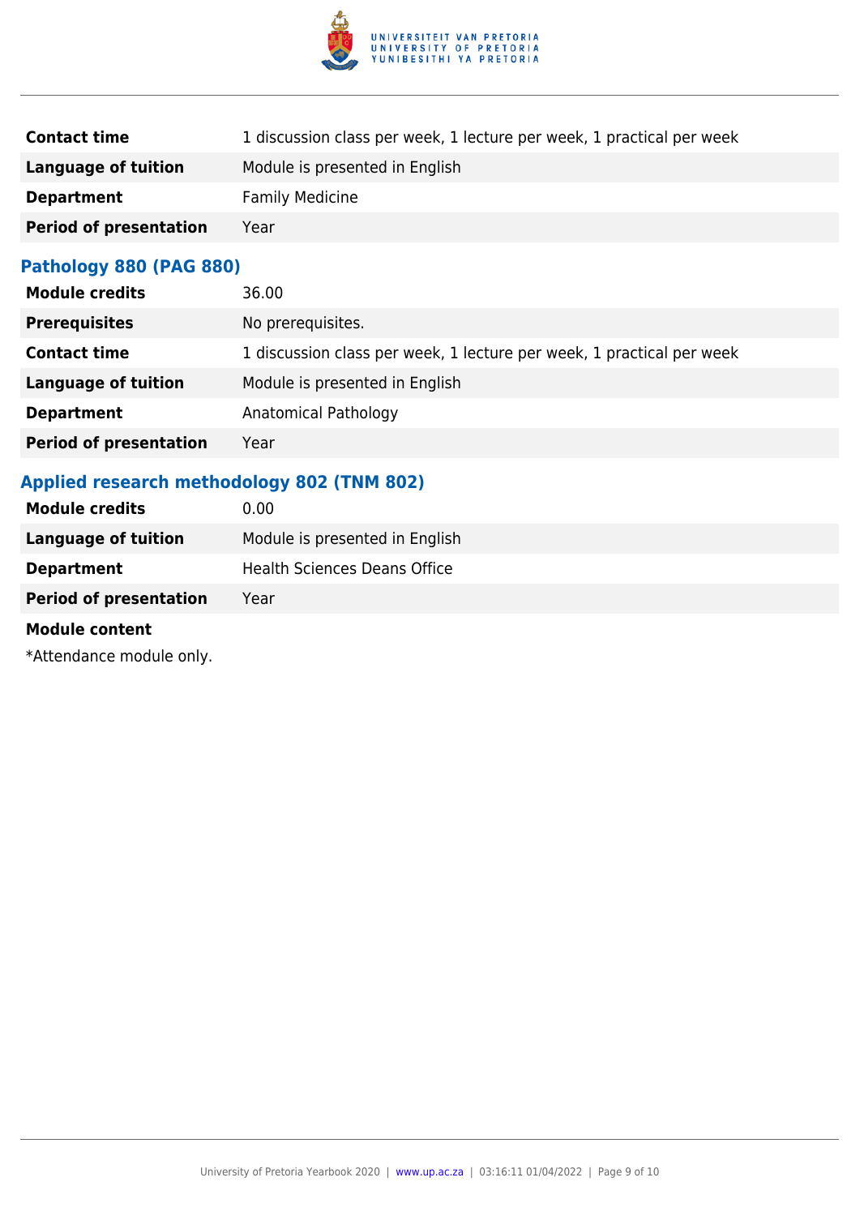| | |
|---|---|
| **Contact time** | 1 discussion class per week, 1 lecture per week, 1 practical per week |
| **Language of tuition** | Module is presented in English |
| **Department** | Family Medicine |
| **Period of presentation** | Year |

### Pathology 880 (PAG 880)

| | |
|---|---|
| **Module credits** | 36.00 |
| **Prerequisites** | No prerequisites. |
| **Contact time** | 1 discussion class per week, 1 lecture per week, 1 practical per week |
| **Language of tuition** | Module is presented in English |
| **Department** | Anatomical Pathology |
| **Period of presentation** | Year |

### Applied research methodology 802 (TNM 802)

| | |
|---|---|
| **Module credits** | 0.00 |
| **Language of tuition** | Module is presented in English |
| **Department** | Health Sciences Deans Office |
| **Period of presentation** | Year |

**Module content**

*Attendance module only.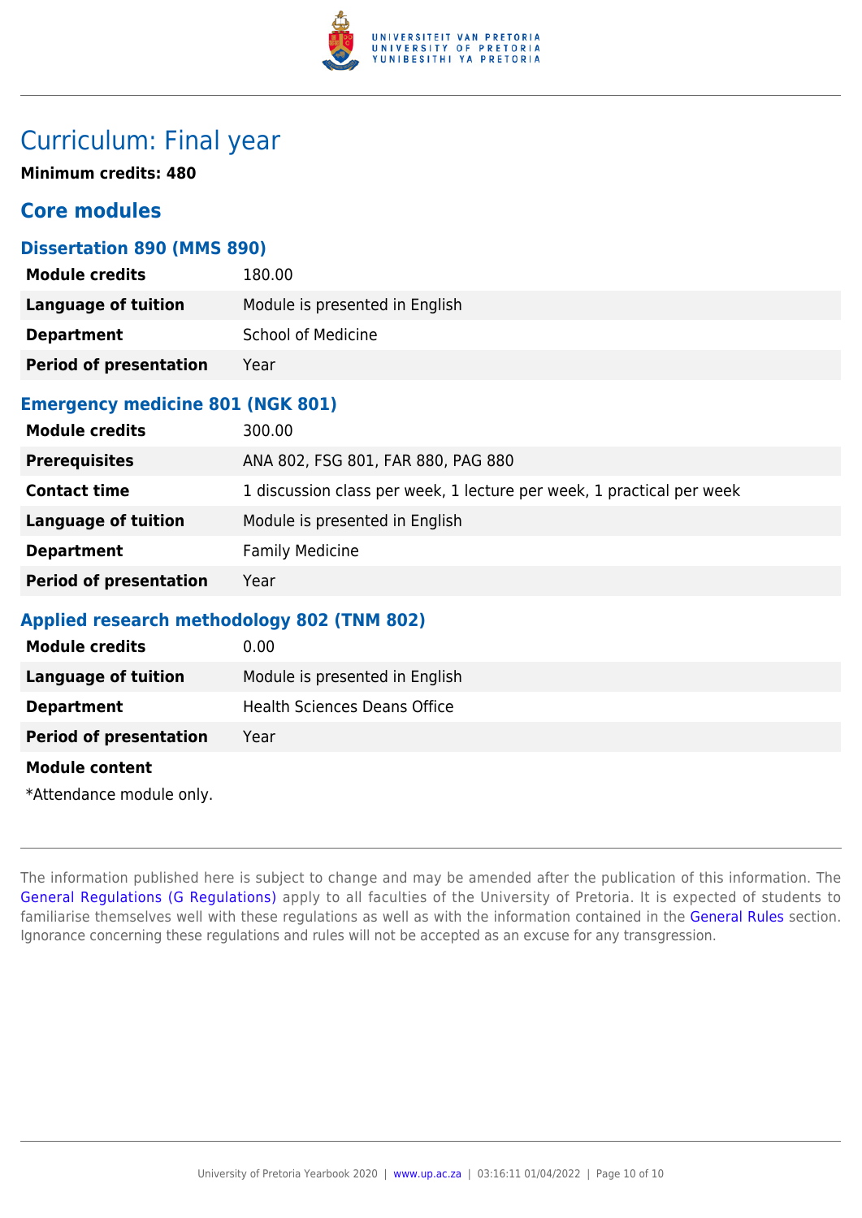## Curriculum: Final year

**Minimum credits: 480**

### Core modules

#### Dissertation 890 (MMS 890)

| | |
|---|---|
| **Module credits** | 180.00 |
| **Language of tuition** | Module is presented in English |
| **Department** | School of Medicine |
| **Period of presentation** | Year |

#### Emergency medicine 801 (NGK 801)

| | |
|---|---|
| **Module credits** | 300.00 |
| **Prerequisites** | ANA 802, FSG 801, FAR 880, PAG 880 |
| **Contact time** | 1 discussion class per week, 1 lecture per week, 1 practical per week |
| **Language of tuition** | Module is presented in English |
| **Department** | Family Medicine |
| **Period of presentation** | Year |

#### Applied research methodology 802 (TNM 802)

| | |
|---|---|
| **Module credits** | 0.00 |
| **Language of tuition** | Module is presented in English |
| **Department** | Health Sciences Deans Office |
| **Period of presentation** | Year |

**Module content**

*Attendance module only.

The information published here is subject to change and may be amended after the publication of this information. The General Regulations (G Regulations) apply to all faculties of the University of Pretoria. It is expected of students to familiarise themselves well with these regulations as well as with the information contained in the General Rules section. Ignorance concerning these regulations and rules will not be accepted as an excuse for any transgression.